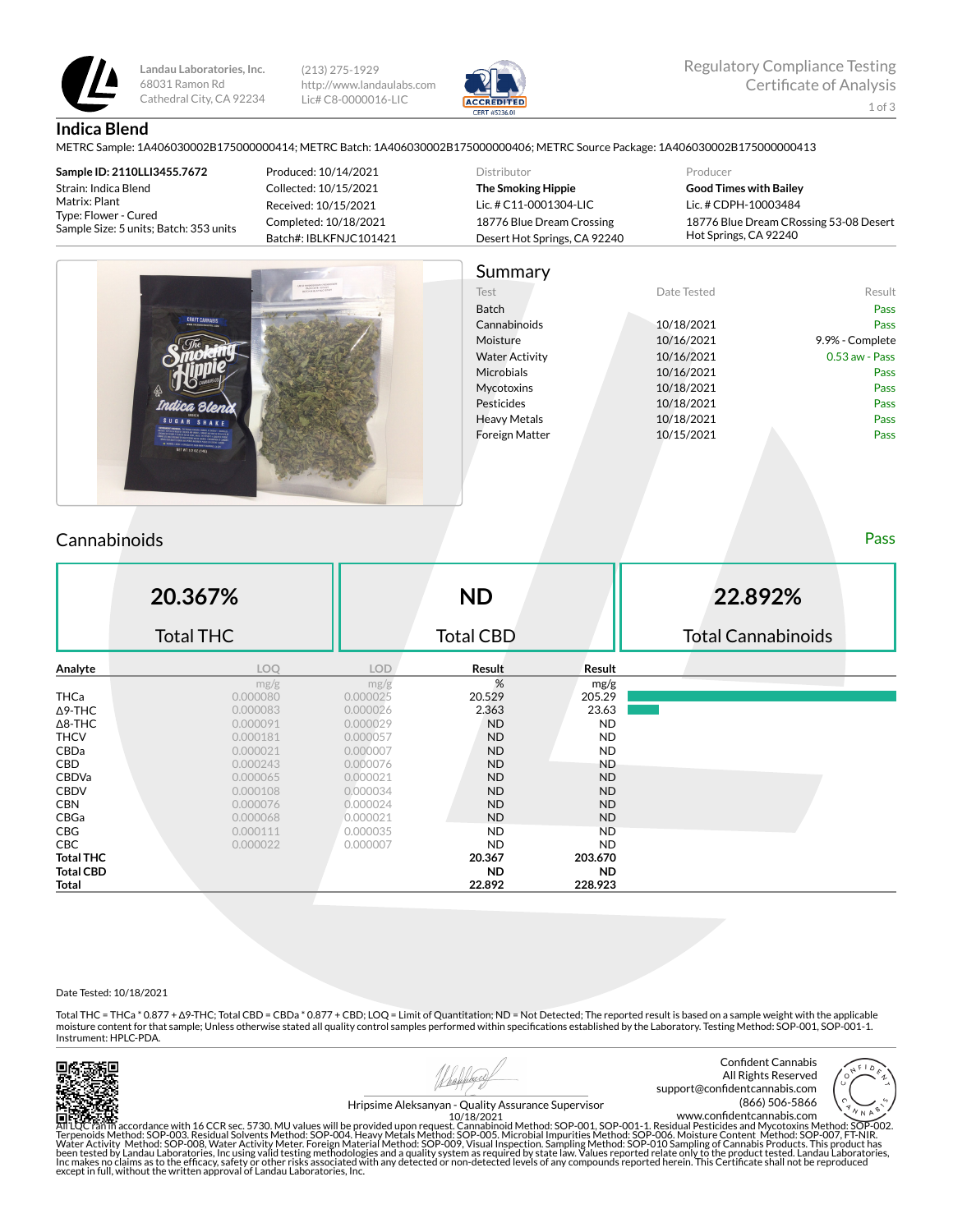Landau Laboratories, Inc.
68031 Ramon Rd
Cathedral City, CA 92234

(213) 275-1929
http://www.landaulabs.com
Lic# C8-0000016-LIC

Regulatory Compliance Testing
Certificate of Analysis

# Indica Blend

METRC Sample: 1A406030002B175000000414; METRC Batch: 1A406030002B175000000406; METRC Source Package: 1A406030002B175000000413

**Sample ID: 2110LLI3455.7672**
Strain: Indica Blend
Matrix: Plant
Type: Flower - Cured
Sample Size: 5 units; Batch: 353 units

Produced: 10/14/2021
Collected: 10/15/2021
Received: 10/15/2021
Completed: 10/18/2021
Batch#: IBLKFNJC101421

Distributor
**The Smoking Hippie**
Lic. # C11-0001304-LIC
18776 Blue Dream Crossing
Desert Hot Springs, CA 92240

Producer
**Good Times with Bailey**
Lic. # CDPH-10003484
18776 Blue Dream CRossing 53-08 Desert Hot Springs, CA 92240

## Summary

| Test | Date Tested | Result |
|---|---|---|
| Batch | | Pass |
| Cannabinoids | 10/18/2021 | Pass |
| Moisture | 10/16/2021 | 9.9% - Complete |
| Water Activity | 10/16/2021 | 0.53 aw - Pass |
| Microbials | 10/16/2021 | Pass |
| Mycotoxins | 10/18/2021 | Pass |
| Pesticides | 10/18/2021 | Pass |
| Heavy Metals | 10/18/2021 | Pass |
| Foreign Matter | 10/15/2021 | Pass |

## Cannabinoids

Pass

| 20.367% | ND | 22.892% |
|---|---|---|
| Total THC | Total CBD | Total Cannabinoids |

| Analyte | LOQ | LOD | Result | Result |
|---|---|---|---|---|
| | mg/g | mg/g | % | mg/g |
| THCa | 0.000080 | 0.000025 | 20.529 | 205.29 |
| Δ9-THC | 0.000083 | 0.000026 | 2.363 | 23.63 |
| Δ8-THC | 0.000091 | 0.000029 | ND | ND |
| THCV | 0.000181 | 0.000057 | ND | ND |
| CBDa | 0.000021 | 0.000007 | ND | ND |
| CBD | 0.000243 | 0.000076 | ND | ND |
| CBDVa | 0.000065 | 0.000021 | ND | ND |
| CBDV | 0.000108 | 0.000034 | ND | ND |
| CBN | 0.000076 | 0.000024 | ND | ND |
| CBGa | 0.000068 | 0.000021 | ND | ND |
| CBG | 0.000111 | 0.000035 | ND | ND |
| CBC | 0.000022 | 0.000007 | ND | ND |
| **Total THC** | | | **20.367** | **203.670** |
| **Total CBD** | | | **ND** | **ND** |
| **Total** | | | **22.892** | **228.923** |

Date Tested: 10/18/2021

Total THC = THCa * 0.877 + Δ9-THC; Total CBD = CBDa * 0.877 + CBD; LOQ = Limit of Quantitation; ND = Not Detected; The reported result is based on a sample weight with the applicable moisture content for that sample; Unless otherwise stated all quality control samples performed within specifications established by the Laboratory. Testing Method: SOP-001, SOP-001-1. Instrument: HPLC-PDA.

Hripsime Aleksanyan - Quality Assurance Supervisor
10/18/2021

Confident Cannabis
All Rights Reserved
support@confidentcannabis.com
(866) 506-5866
www.confidentcannabis.com

All LQC ran in accordance with 16 CCR sec. 5730. MU values will be provided upon request. Cannabinoid Method: SOP-001, SOP-001-1. Residual Pesticides and Mycotoxins Method: SOP-002. Terpenoids Method: SOP-003. Residual Solvents Method: SOP-004. Heavy Metals Method: SOP-005. Microbial Impurities Method: SOP-006. Moisture Content Method: SOP-007, FT-NIR. Water Activity Method: SOP-008, Water Activity Meter. Foreign Material Method: SOP-009, Visual Inspection. Sampling Method: SOP-010 Sampling of Cannabis Products. This product has been tested by Landau Laboratories, Inc using valid testing methodologies and a quality system as required by state law. Values reported relate only to the product tested. Landau Laboratories, Inc makes no claims as to the efficacy, safety or other risks associated with any detected or non-detected levels of any compounds reported herein. This Certificate shall not be reproduced except in full, without the written approval of Landau Laboratories, Inc.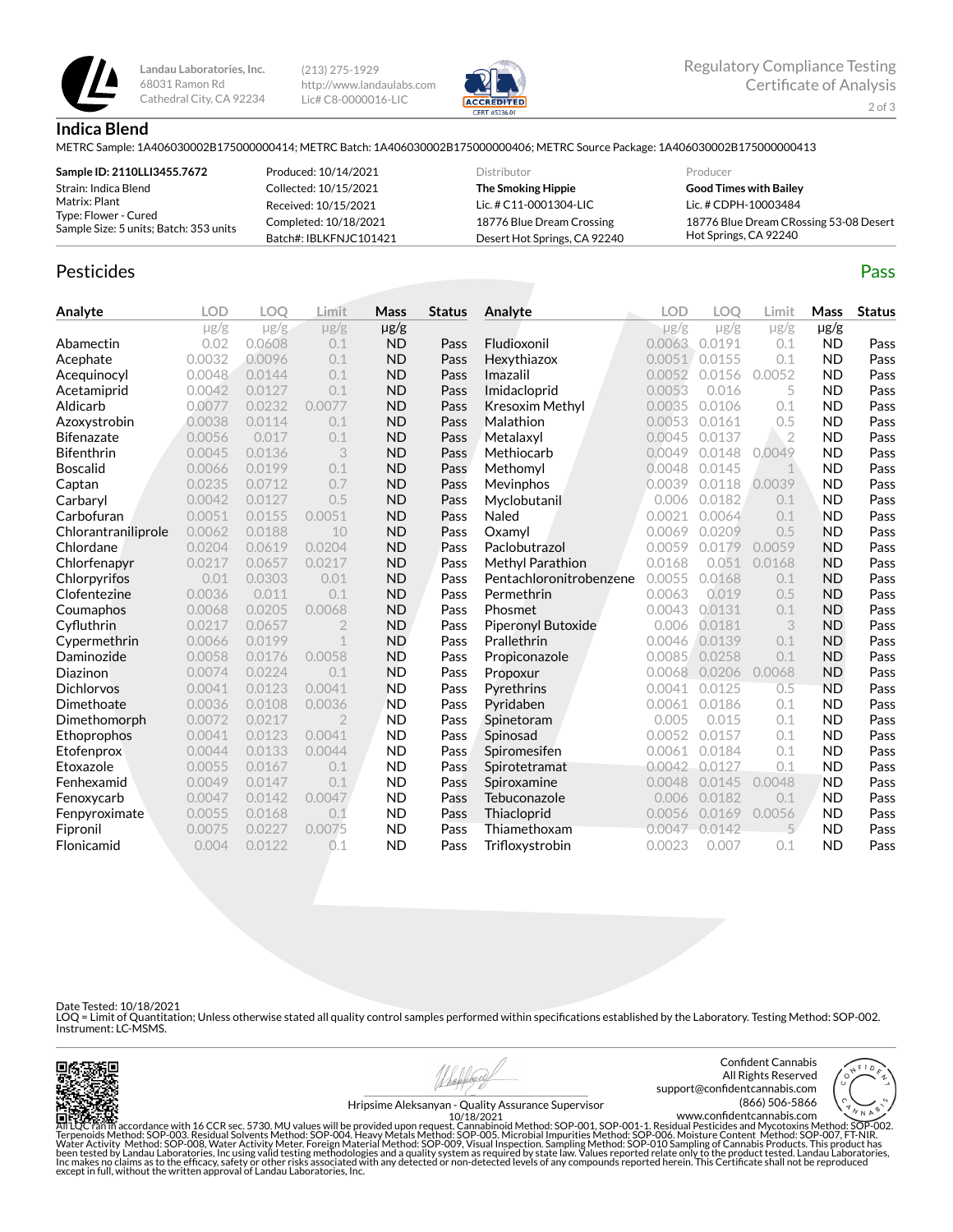Landau Laboratories, Inc.
68031 Ramon Rd
Cathedral City, CA 92234

(213) 275-1929
http://www.landaulabs.com
Lic# C8-0000016-LIC

Regulatory Compliance Testing
Certificate of Analysis

## Indica Blend

METRC Sample: 1A406030002B175000000414; METRC Batch: 1A406030002B175000000406; METRC Source Package: 1A406030002B175000000413

| Sample ID: 2110LLI3455.7672 | Produced: 10/14/2021 | Distributor | Producer |
|---|---|---|---|
| Strain: Indica Blend | Collected: 10/15/2021 | The Smoking Hippie | Good Times with Bailey |
| Matrix: Plant | Received: 10/15/2021 | Lic. # C11-0001304-LIC | Lic. # CDPH-10003484 |
| Type: Flower - Cured | Completed: 10/18/2021 | 18776 Blue Dream Crossing | 18776 Blue Dream CRossing 53-08 Desert Hot Springs, CA 92240 |
| Sample Size: 5 units; Batch: 353 units | Batch#: IBLKFNJC101421 | Desert Hot Springs, CA 92240 | |

## Pesticides

Pass

| Analyte | LOD | LOQ | Limit | Mass | Status | Analyte | LOD | LOQ | Limit | Mass | Status |
|---|---|---|---|---|---|---|---|---|---|---|---|
| | μg/g | μg/g | μg/g | μg/g | | | μg/g | μg/g | μg/g | μg/g | |
| Abamectin | 0.02 | 0.0608 | 0.1 | ND | Pass | Fludioxonil | 0.0063 | 0.0191 | 0.1 | ND | Pass |
| Acephate | 0.0032 | 0.0096 | 0.1 | ND | Pass | Hexythiazox | 0.0051 | 0.0155 | 0.1 | ND | Pass |
| Acequinocyl | 0.0048 | 0.0144 | 0.1 | ND | Pass | Imazalil | 0.0052 | 0.0156 | 0.0052 | ND | Pass |
| Acetamiprid | 0.0042 | 0.0127 | 0.1 | ND | Pass | Imidacloprid | 0.0053 | 0.016 | 5 | ND | Pass |
| Aldicarb | 0.0077 | 0.0232 | 0.0077 | ND | Pass | Kresoxim Methyl | 0.0035 | 0.0106 | 0.1 | ND | Pass |
| Azoxystrobin | 0.0038 | 0.0114 | 0.1 | ND | Pass | Malathion | 0.0053 | 0.0161 | 0.5 | ND | Pass |
| Bifenazate | 0.0056 | 0.017 | 0.1 | ND | Pass | Metalaxyl | 0.0045 | 0.0137 | 2 | ND | Pass |
| Bifenthrin | 0.0045 | 0.0136 | 3 | ND | Pass | Methiocarb | 0.0049 | 0.0148 | 0.0049 | ND | Pass |
| Boscalid | 0.0066 | 0.0199 | 0.1 | ND | Pass | Methomyl | 0.0048 | 0.0145 | 1 | ND | Pass |
| Captan | 0.0235 | 0.0712 | 0.7 | ND | Pass | Mevinphos | 0.0039 | 0.0118 | 0.0039 | ND | Pass |
| Carbaryl | 0.0042 | 0.0127 | 0.5 | ND | Pass | Myclobutanil | 0.006 | 0.0182 | 0.1 | ND | Pass |
| Carbofuran | 0.0051 | 0.0155 | 0.0051 | ND | Pass | Naled | 0.0021 | 0.0064 | 0.1 | ND | Pass |
| Chlorantraniliprole | 0.0062 | 0.0188 | 10 | ND | Pass | Oxamyl | 0.0069 | 0.0209 | 0.5 | ND | Pass |
| Chlordane | 0.0204 | 0.0619 | 0.0204 | ND | Pass | Paclobutrazol | 0.0059 | 0.0179 | 0.0059 | ND | Pass |
| Chlorfenapyr | 0.0217 | 0.0657 | 0.0217 | ND | Pass | Methyl Parathion | 0.0168 | 0.051 | 0.0168 | ND | Pass |
| Chlorpyrifos | 0.01 | 0.0303 | 0.01 | ND | Pass | Pentachloronitrobenzene | 0.0055 | 0.0168 | 0.1 | ND | Pass |
| Clofentezine | 0.0036 | 0.011 | 0.1 | ND | Pass | Permethrin | 0.0063 | 0.019 | 0.5 | ND | Pass |
| Coumaphos | 0.0068 | 0.0205 | 0.0068 | ND | Pass | Phosmet | 0.0043 | 0.0131 | 0.1 | ND | Pass |
| Cyfluthrin | 0.0217 | 0.0657 | 2 | ND | Pass | Piperonyl Butoxide | 0.006 | 0.0181 | 3 | ND | Pass |
| Cypermethrin | 0.0066 | 0.0199 | 1 | ND | Pass | Prallethrin | 0.0046 | 0.0139 | 0.1 | ND | Pass |
| Daminozide | 0.0058 | 0.0176 | 0.0058 | ND | Pass | Propiconazole | 0.0085 | 0.0258 | 0.1 | ND | Pass |
| Diazinon | 0.0074 | 0.0224 | 0.1 | ND | Pass | Propoxur | 0.0068 | 0.0206 | 0.0068 | ND | Pass |
| Dichlorvos | 0.0041 | 0.0123 | 0.0041 | ND | Pass | Pyrethrins | 0.0041 | 0.0125 | 0.5 | ND | Pass |
| Dimethoate | 0.0036 | 0.0108 | 0.0036 | ND | Pass | Pyridaben | 0.0061 | 0.0186 | 0.1 | ND | Pass |
| Dimethomorph | 0.0072 | 0.0217 | 2 | ND | Pass | Spinetoram | 0.005 | 0.015 | 0.1 | ND | Pass |
| Ethoprophos | 0.0041 | 0.0123 | 0.0041 | ND | Pass | Spinosad | 0.0052 | 0.0157 | 0.1 | ND | Pass |
| Etofenprox | 0.0044 | 0.0133 | 0.0044 | ND | Pass | Spiromesifen | 0.0061 | 0.0184 | 0.1 | ND | Pass |
| Etoxazole | 0.0055 | 0.0167 | 0.1 | ND | Pass | Spirotetramat | 0.0042 | 0.0127 | 0.1 | ND | Pass |
| Fenhexamid | 0.0049 | 0.0147 | 0.1 | ND | Pass | Spiroxamine | 0.0048 | 0.0145 | 0.0048 | ND | Pass |
| Fenoxycarb | 0.0047 | 0.0142 | 0.0047 | ND | Pass | Tebuconazole | 0.006 | 0.0182 | 0.1 | ND | Pass |
| Fenpyroximate | 0.0055 | 0.0168 | 0.1 | ND | Pass | Thiacloprid | 0.0056 | 0.0169 | 0.0056 | ND | Pass |
| Fipronil | 0.0075 | 0.0227 | 0.0075 | ND | Pass | Thiamethoxam | 0.0047 | 0.0142 | 5 | ND | Pass |
| Flonicamid | 0.004 | 0.0122 | 0.1 | ND | Pass | Trifloxystrobin | 0.0023 | 0.007 | 0.1 | ND | Pass |

Date Tested: 10/18/2021
LOQ = Limit of Quantitation; Unless otherwise stated all quality control samples performed within specifications established by the Laboratory. Testing Method: SOP-002. Instrument: LC-MSMS.

Hripsime Aleksanyan - Quality Assurance Supervisor
10/18/2021

Confident Cannabis
All Rights Reserved
support@confidentcannabis.com
(866) 506-5866
www.confidentcannabis.com

All LQC ran in accordance with 16 CCR sec. 5730. MU values will be provided upon request. Cannabinoid Method: SOP-001, SOP-001-1. Residual Pesticides and Mycotoxins Method: SOP-002. Terpenoids Method: SOP-003. Residual Solvents Method: SOP-004. Heavy Metals Method: SOP-005. Microbial Impurities Method: SOP-006. Moisture Content Method: SOP-007, FT-NIR. Water Activity Method: SOP-008, Water Activity Meter. Foreign Material Method: SOP-009, Visual Inspection. Sampling Method: SOP-010 Sampling of Cannabis Products. This product has been tested by Landau Laboratories, Inc using valid testing methodologies and a quality system as required by state law. Values reported relate only to the product tested. Landau Laboratories, Inc makes no claims as to the efficacy, safety or other risks associated with any detected or non-detected levels of any compounds reported herein. This Certificate shall not be reproduced except in full, without the written approval of Landau Laboratories, Inc.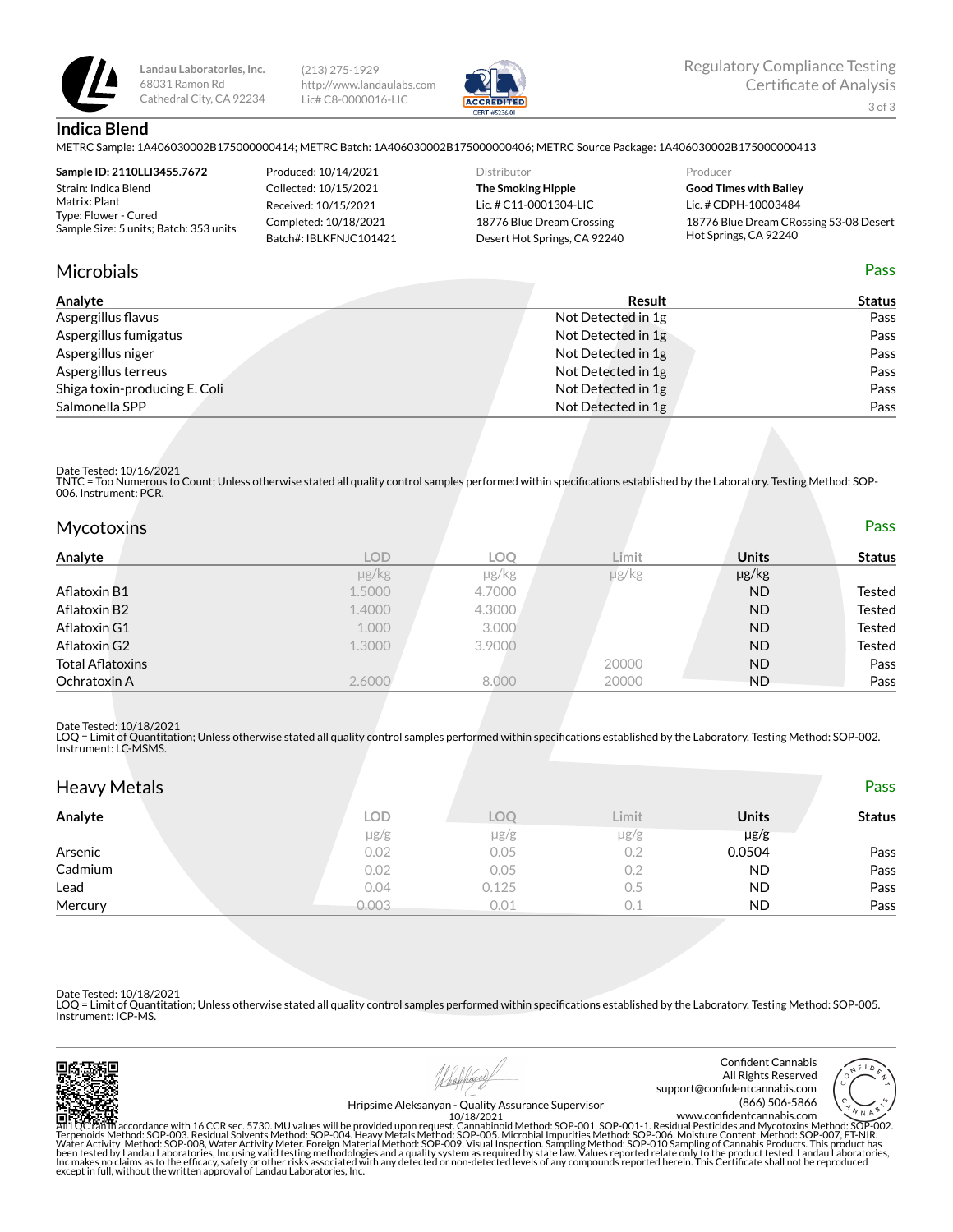Landau Laboratories, Inc.
68031 Ramon Rd
Cathedral City, CA 92234

(213) 275-1929
http://www.landaulabs.com
Lic# C8-0000016-LIC

Regulatory Compliance Testing
Certificate of Analysis

## Indica Blend

METRC Sample: 1A406030002B175000000414; METRC Batch: 1A406030002B175000000406; METRC Source Package: 1A406030002B175000000413

| | | | |
|---|---|---|---|
| **Sample ID: 2110LLI3455.7672** | Produced: 10/14/2021 | Distributor | Producer |
| Strain: Indica Blend | Collected: 10/15/2021 | **The Smoking Hippie** | **Good Times with Bailey** |
| Matrix: Plant | Received: 10/15/2021 | Lic. # C11-0001304-LIC | Lic. # CDPH-10003484 |
| Type: Flower - Cured | Completed: 10/18/2021 | 18776 Blue Dream Crossing | 18776 Blue Dream CRossing 53-08 Desert Hot Springs, CA 92240 |
| Sample Size: 5 units; Batch: 353 units | Batch#: IBLKFNJC101421 | Desert Hot Springs, CA 92240 | |

## Microbials — Pass

| Analyte | Result | Status |
|---|---|---|
| Aspergillus flavus | Not Detected in 1g | Pass |
| Aspergillus fumigatus | Not Detected in 1g | Pass |
| Aspergillus niger | Not Detected in 1g | Pass |
| Aspergillus terreus | Not Detected in 1g | Pass |
| Shiga toxin-producing E. Coli | Not Detected in 1g | Pass |
| Salmonella SPP | Not Detected in 1g | Pass |

Date Tested: 10/16/2021
TNTC = Too Numerous to Count; Unless otherwise stated all quality control samples performed within specifications established by the Laboratory. Testing Method: SOP-006. Instrument: PCR.

## Mycotoxins — Pass

| Analyte | LOD | LOQ | Limit | Units | Status |
|---|---|---|---|---|---|
| | µg/kg | µg/kg | µg/kg | µg/kg | |
| Aflatoxin B1 | 1.5000 | 4.7000 | | ND | Tested |
| Aflatoxin B2 | 1.4000 | 4.3000 | | ND | Tested |
| Aflatoxin G1 | 1.000 | 3.000 | | ND | Tested |
| Aflatoxin G2 | 1.3000 | 3.9000 | | ND | Tested |
| Total Aflatoxins | | | 20000 | ND | Pass |
| Ochratoxin A | 2.6000 | 8.000 | 20000 | ND | Pass |

Date Tested: 10/18/2021
LOQ = Limit of Quantitation; Unless otherwise stated all quality control samples performed within specifications established by the Laboratory. Testing Method: SOP-002. Instrument: LC-MSMS.

## Heavy Metals — Pass

| Analyte | LOD | LOQ | Limit | Units | Status |
|---|---|---|---|---|---|
| | µg/g | µg/g | µg/g | µg/g | |
| Arsenic | 0.02 | 0.05 | 0.2 | 0.0504 | Pass |
| Cadmium | 0.02 | 0.05 | 0.2 | ND | Pass |
| Lead | 0.04 | 0.125 | 0.5 | ND | Pass |
| Mercury | 0.003 | 0.01 | 0.1 | ND | Pass |

Date Tested: 10/18/2021
LOQ = Limit of Quantitation; Unless otherwise stated all quality control samples performed within specifications established by the Laboratory. Testing Method: SOP-005. Instrument: ICP-MS.

Hripsime Aleksanyan - Quality Assurance Supervisor
10/18/2021

Confident Cannabis
All Rights Reserved
support@confidentcannabis.com
(866) 506-5866
www.confidentcannabis.com

All LQC ran in accordance with 16 CCR sec. 5730. MU values will be provided upon request. Cannabinoid Method: SOP-001, SOP-001-1. Residual Pesticides and Mycotoxins Method: SOP-002. Terpenoids Method: SOP-003. Residual Solvents Method: SOP-004. Heavy Metals Method: SOP-005. Microbial Impurities Method: SOP-006. Moisture Content Method: SOP-007, FT-NIR. Water Activity Method: SOP-008, Water Activity Meter. Foreign Material Method: SOP-009, Visual Inspection. Sampling Method: SOP-010 Sampling of Cannabis Products. This product has been tested by Landau Laboratories, Inc using valid testing methodologies and a quality system as required by state law. Values reported relate only to the product tested. Landau Laboratories, Inc makes no claims as to the efficacy, safety or other risks associated with any detected or non-detected levels of any compounds reported herein. This Certificate shall not be reproduced except in full, without the written approval of Landau Laboratories, Inc.